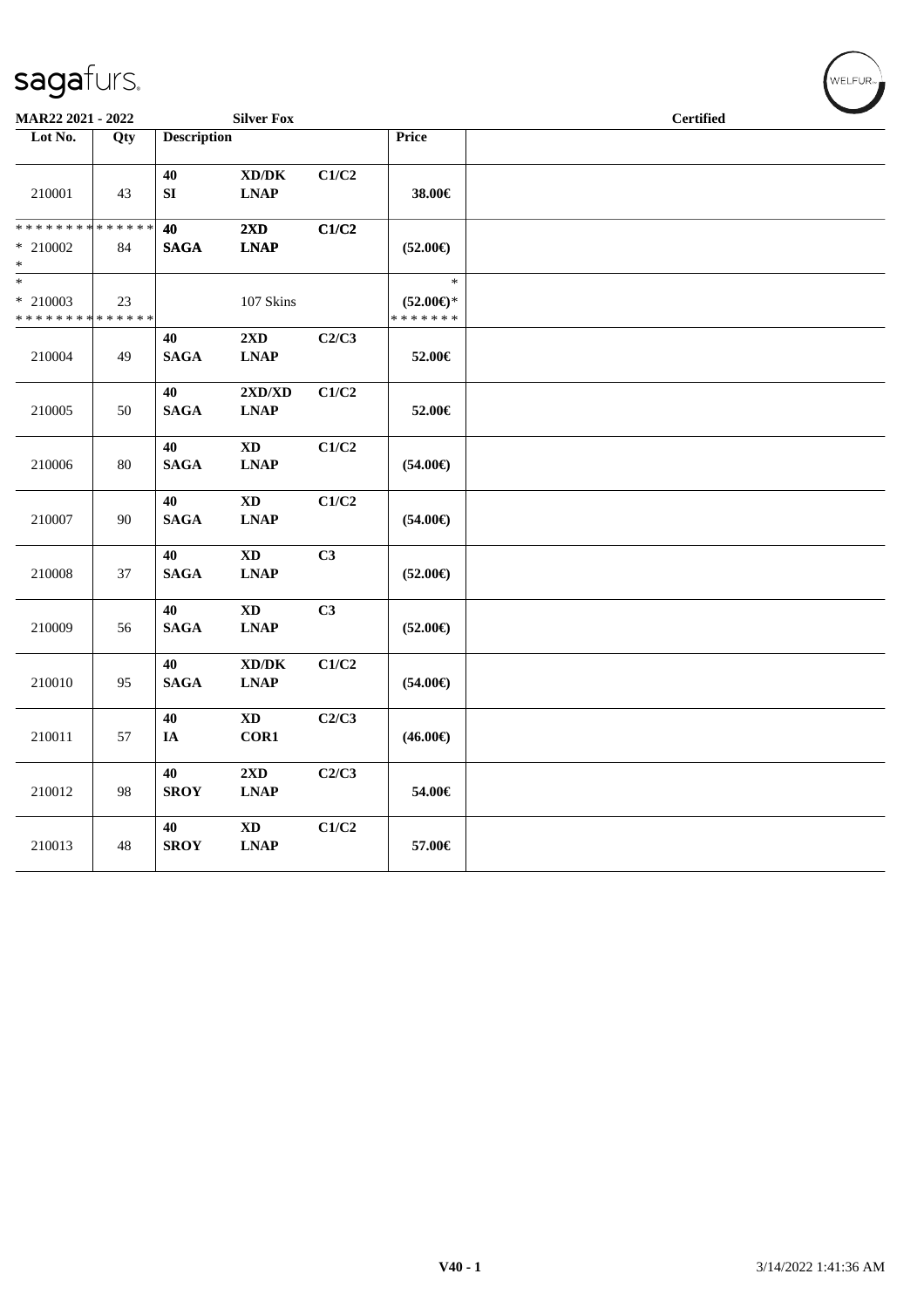MAR22 2021 - 2022 | Silver Fox | Certified

| Lot No. | Qty | Description | | | Price | |
|---|---|---|---|---|---|---|
| 210001 | 43 | 40 SI | XD/DK LNAP | C1/C2 | 38.00€ | |
| ************** * 210002 * | 84 | 40 SAGA | 2XD LNAP | C1/C2 | (52.00€) | |
| * * 210003 ************** | 23 | | 107 Skins | | * (52.00€)* ******* | |
| 210004 | 49 | 40 SAGA | 2XD LNAP | C2/C3 | 52.00€ | |
| 210005 | 50 | 40 SAGA | 2XD/XD LNAP | C1/C2 | 52.00€ | |
| 210006 | 80 | 40 SAGA | XD LNAP | C1/C2 | (54.00€) | |
| 210007 | 90 | 40 SAGA | XD LNAP | C1/C2 | (54.00€) | |
| 210008 | 37 | 40 SAGA | XD LNAP | C3 | (52.00€) | |
| 210009 | 56 | 40 SAGA | XD LNAP | C3 | (52.00€) | |
| 210010 | 95 | 40 SAGA | XD/DK LNAP | C1/C2 | (54.00€) | |
| 210011 | 57 | 40 IA | XD COR1 | C2/C3 | (46.00€) | |
| 210012 | 98 | 40 SROY | 2XD LNAP | C2/C3 | 54.00€ | |
| 210013 | 48 | 40 SROY | XD LNAP | C1/C2 | 57.00€ | |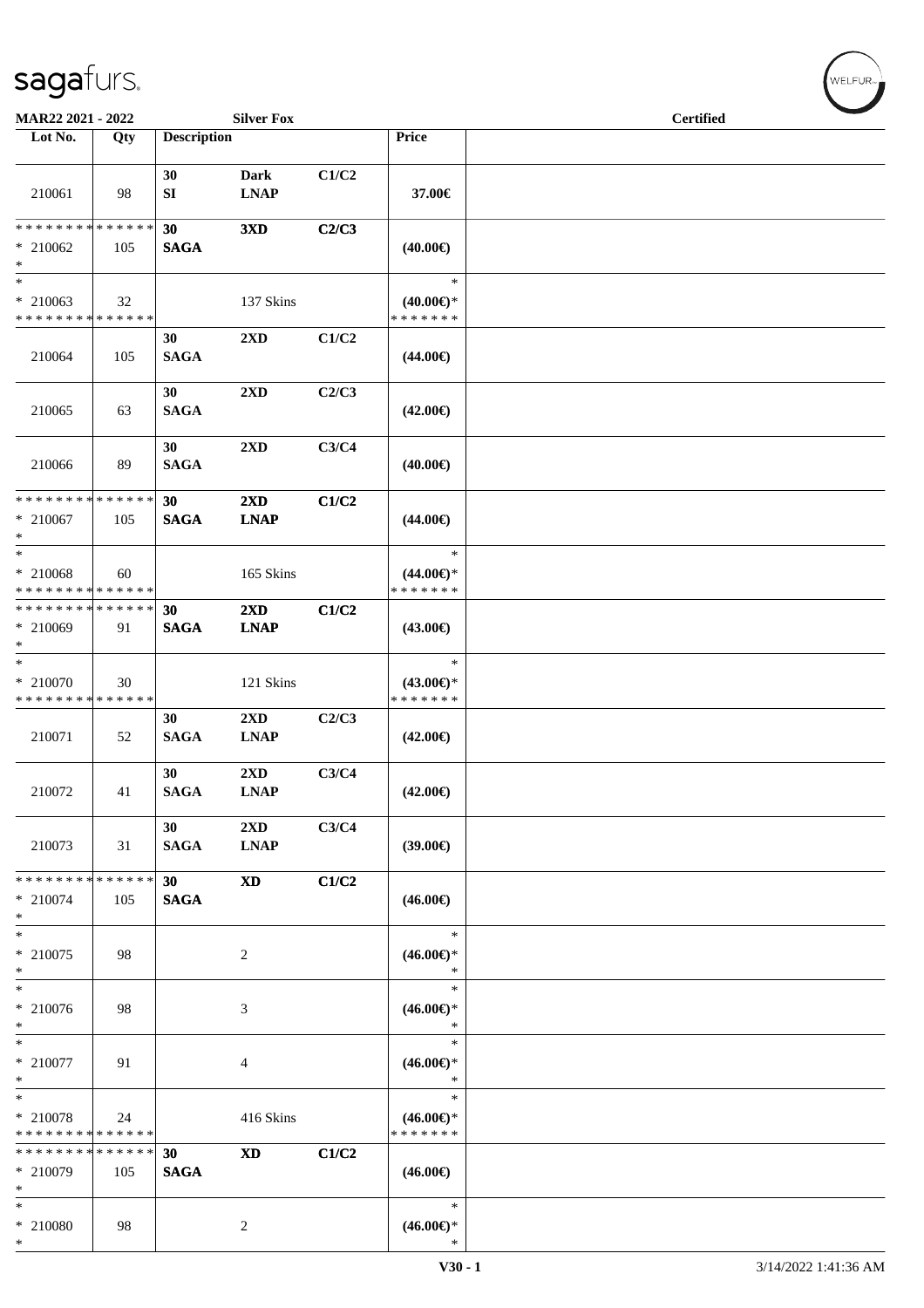MAR22 2021 - 2022 | Silver Fox | Certified

| Lot No. | Qty | Description | | | Price | |
|---|---|---|---|---|---|---|
| 210061 | 98 | 30 SI | Dark LNAP | C1/C2 | 37.00€ | |
| * * * * * * * * * * * * * * <br>* 210062<br>* | 105 | 30 SAGA | 3XD | C2/C3 | (40.00€) | |
| * <br>* 210063<br>* * * * * * * * * * * * * * | 32 | | 137 Skins | | * <br>(40.00€)*<br>* * * * * * * | |
| 210064 | 105 | 30 SAGA | 2XD | C1/C2 | (44.00€) | |
| 210065 | 63 | 30 SAGA | 2XD | C2/C3 | (42.00€) | |
| 210066 | 89 | 30 SAGA | 2XD | C3/C4 | (40.00€) | |
| * * * * * * * * * * * * * * <br>* 210067<br>* | 105 | 30 SAGA | 2XD LNAP | C1/C2 | (44.00€) | |
| * <br>* 210068<br>* * * * * * * * * * * * * * | 60 | | 165 Skins | | * <br>(44.00€)*<br>* * * * * * * | |
| * * * * * * * * * * * * * * <br>* 210069<br>* | 91 | 30 SAGA | 2XD LNAP | C1/C2 | (43.00€) | |
| * <br>* 210070<br>* * * * * * * * * * * * * * | 30 | | 121 Skins | | * <br>(43.00€)*<br>* * * * * * * | |
| 210071 | 52 | 30 SAGA | 2XD LNAP | C2/C3 | (42.00€) | |
| 210072 | 41 | 30 SAGA | 2XD LNAP | C3/C4 | (42.00€) | |
| 210073 | 31 | 30 SAGA | 2XD LNAP | C3/C4 | (39.00€) | |
| * * * * * * * * * * * * * * <br>* 210074<br>* | 105 | 30 SAGA | XD | C1/C2 | (46.00€) | |
| * <br>* 210075<br>* | 98 | | 2 | | * <br>(46.00€)*<br>* | |
| * <br>* 210076<br>* | 98 | | 3 | | * <br>(46.00€)*<br>* | |
| * <br>* 210077<br>* | 91 | | 4 | | * <br>(46.00€)*<br>* | |
| * <br>* 210078<br>* * * * * * * * * * * * * * | 24 | | 416 Skins | | * <br>(46.00€)*<br>* * * * * * * | |
| * * * * * * * * * * * * * * <br>* 210079<br>* | 105 | 30 SAGA | XD | C1/C2 | (46.00€) | |
| * <br>* 210080<br>* | 98 | | 2 | | * <br>(46.00€)*<br>* | |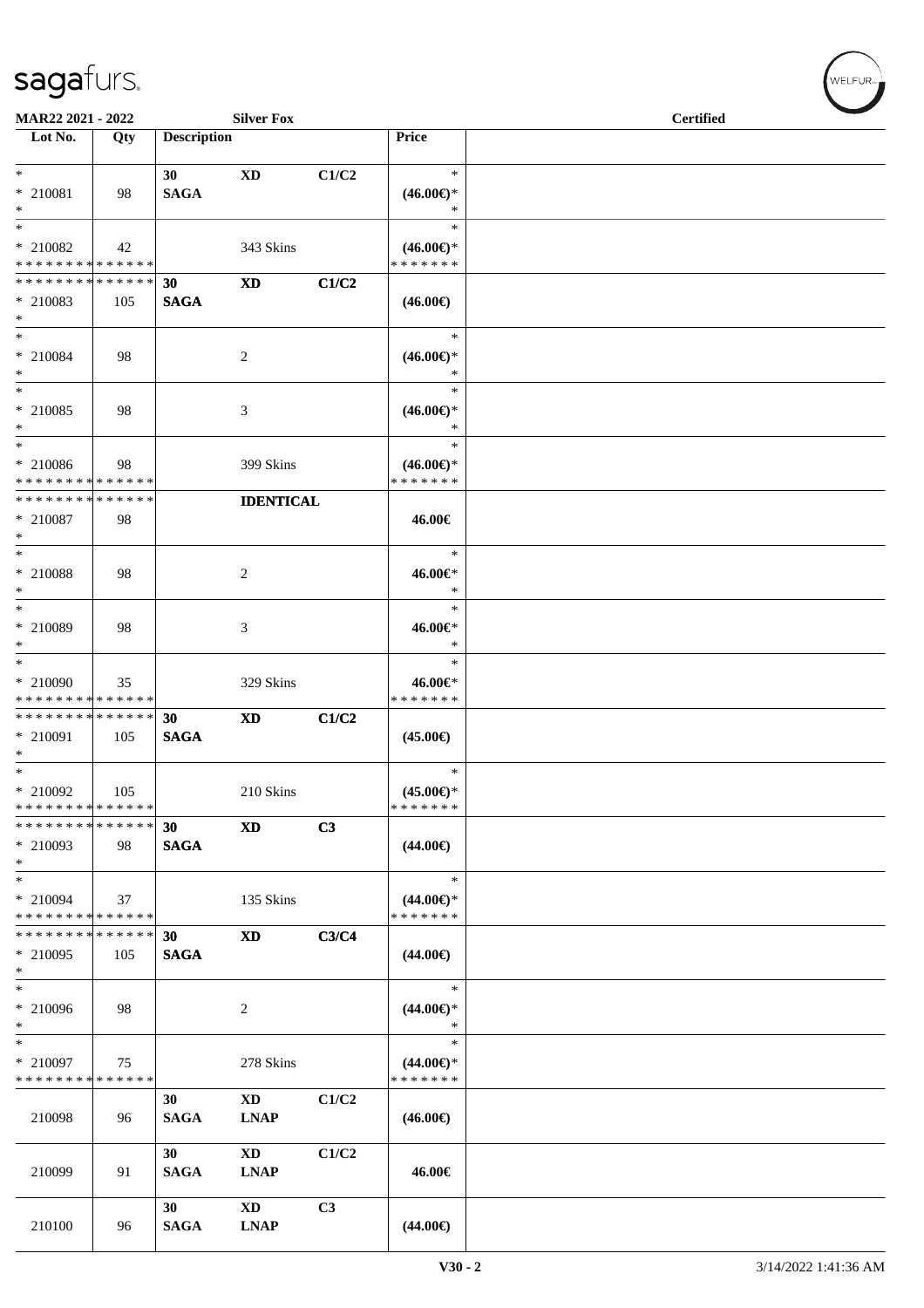MAR22 2021 - 2022 Silver Fox Certified

| Lot No. | Qty | Description | | | Price |
|---|---|---|---|---|---|
| * <br> * 210081 <br> * | 98 | 30 <br> **SAGA** | **XD** | **C1/C2** | * <br> **(46.00€)*** <br> * |
| * <br> * 210082 <br> * * * * * * * * * * * * * * | 42 | | 343 Skins | | * <br> **(46.00€)*** <br> * * * * * * * |
| * * * * * * * * * * * * * * <br> * 210083 <br> * | 105 | **30** <br> **SAGA** | **XD** | **C1/C2** | **(46.00€)** |
| * <br> * 210084 <br> * | 98 | | 2 | | * <br> **(46.00€)*** <br> * |
| * <br> * 210085 <br> * | 98 | | 3 | | * <br> **(46.00€)*** <br> * |
| * <br> * 210086 <br> * * * * * * * * * * * * * * | 98 | | 399 Skins | | * <br> **(46.00€)*** <br> * * * * * * * |
| * * * * * * * * * * * * * * <br> * 210087 <br> * | 98 | | **IDENTICAL** | | **46.00€** |
| * <br> * 210088 <br> * | 98 | | 2 | | * <br> **46.00€*** <br> * |
| * <br> * 210089 <br> * | 98 | | 3 | | * <br> **46.00€*** <br> * |
| * <br> * 210090 <br> * * * * * * * * * * * * * * | 35 | | 329 Skins | | * <br> **46.00€*** <br> * * * * * * * |
| * * * * * * * * * * * * * * <br> * 210091 <br> * | 105 | **30** <br> **SAGA** | **XD** | **C1/C2** | **(45.00€)** |
| * <br> * 210092 <br> * * * * * * * * * * * * * * | 105 | | 210 Skins | | * <br> **(45.00€)*** <br> * * * * * * * |
| * * * * * * * * * * * * * * <br> * 210093 <br> * | 98 | **30** <br> **SAGA** | **XD** | **C3** | **(44.00€)** |
| * <br> * 210094 <br> * * * * * * * * * * * * * * | 37 | | 135 Skins | | * <br> **(44.00€)*** <br> * * * * * * * |
| * * * * * * * * * * * * * * <br> * 210095 <br> * | 105 | **30** <br> **SAGA** | **XD** | **C3/C4** | **(44.00€)** |
| * <br> * 210096 <br> * | 98 | | 2 | | * <br> **(44.00€)*** <br> * |
| * <br> * 210097 <br> * * * * * * * * * * * * * * | 75 | | 278 Skins | | * <br> **(44.00€)*** <br> * * * * * * * |
| 210098 | 96 | **30** <br> **SAGA** | **XD** <br> **LNAP** | **C1/C2** | **(46.00€)** |
| 210099 | 91 | **30** <br> **SAGA** | **XD** <br> **LNAP** | **C1/C2** | **46.00€** |
| 210100 | 96 | **30** <br> **SAGA** | **XD** <br> **LNAP** | **C3** | **(44.00€)** |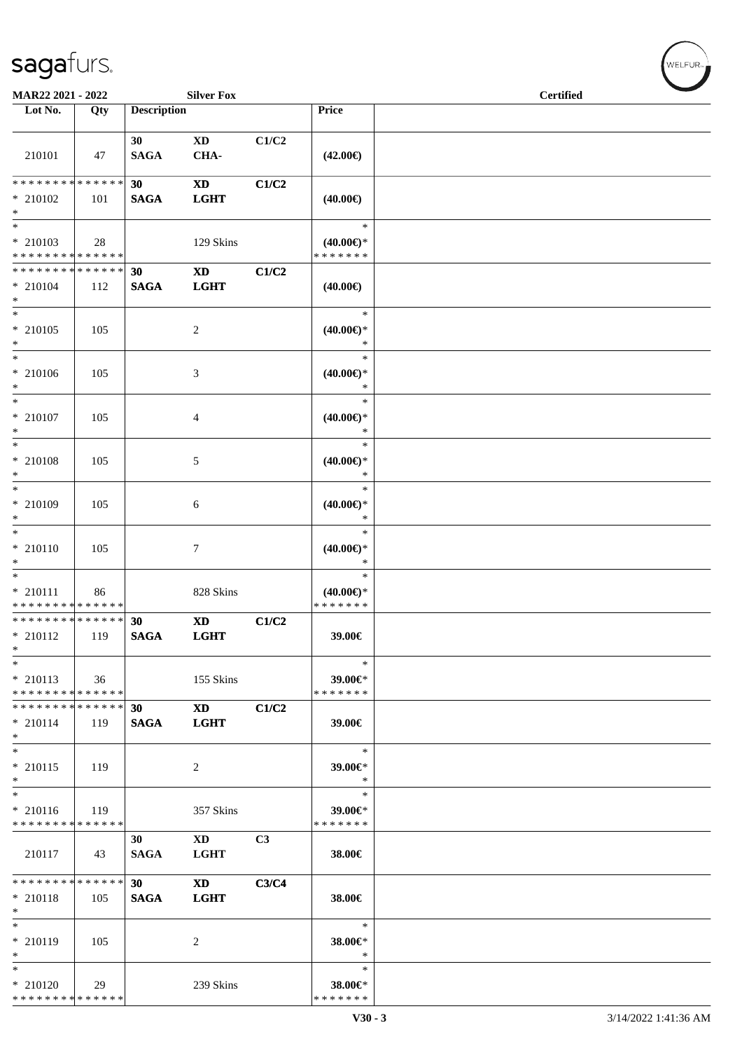MAR22 2021 - 2022 | Silver Fox | Certified

| Lot No. | Qty | Description | | | Price | |
|---|---|---|---|---|---|---|
| 210101 | 47 | 30 SAGA | XD CHA- | C1/C2 | (42.00€) | |
| * * * * * * * * * * * * * * * 210102 * | 101 | 30 SAGA | XD LGHT | C1/C2 | (40.00€) | |
| * * 210103 * * * * * * * * * * * * * * | 28 | | 129 Skins | | * (40.00€)* * * * * * * * | |
| * * * * * * * * * * * * * * * 210104 * | 112 | 30 SAGA | XD LGHT | C1/C2 | (40.00€) | |
| * * 210105 * | 105 | | 2 | | * (40.00€)* * | |
| * * 210106 * | 105 | | 3 | | * (40.00€)* * | |
| * * 210107 * | 105 | | 4 | | * (40.00€)* * | |
| * * 210108 * | 105 | | 5 | | * (40.00€)* * | |
| * * 210109 * | 105 | | 6 | | * (40.00€)* * | |
| * * 210110 * | 105 | | 7 | | * (40.00€)* * | |
| * * 210111 * * * * * * * * * * * * * * | 86 | | 828 Skins | | * (40.00€)* * * * * * * * | |
| * * * * * * * * * * * * * * * 210112 * | 119 | 30 SAGA | XD LGHT | C1/C2 | 39.00€ | |
| * * 210113 * * * * * * * * * * * * * * | 36 | | 155 Skins | | * 39.00€* * * * * * * * | |
| * * * * * * * * * * * * * * * 210114 * | 119 | 30 SAGA | XD LGHT | C1/C2 | 39.00€ | |
| * * 210115 * | 119 | | 2 | | * 39.00€* * | |
| * * 210116 * * * * * * * * * * * * * * | 119 | | 357 Skins | | * 39.00€* * * * * * * * | |
| 210117 | 43 | 30 SAGA | XD LGHT | C3 | 38.00€ | |
| * * * * * * * * * * * * * * * 210118 * | 105 | 30 SAGA | XD LGHT | C3/C4 | 38.00€ | |
| * * 210119 * | 105 | | 2 | | * 38.00€* * | |
| * * 210120 * * * * * * * * * * * * * * | 29 | | 239 Skins | | * 38.00€* * * * * * * * | |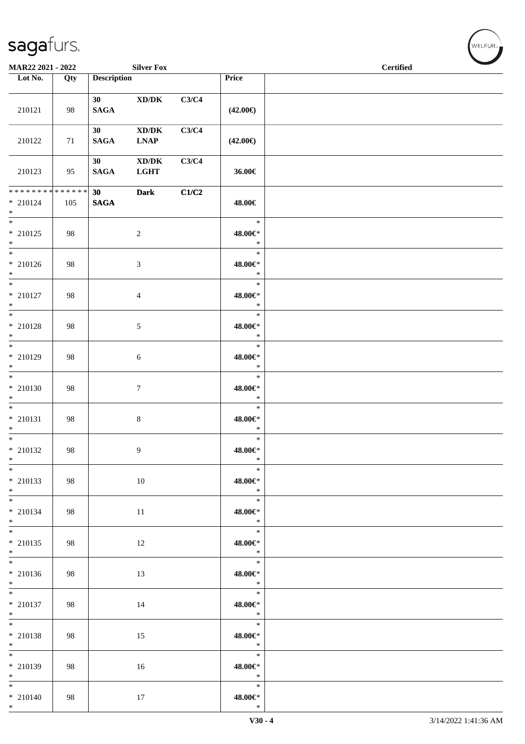| Lot No. | Qty | Description | | | Price | |
|---|---|---|---|---|---|---|
| 210121 | 98 | 30 SAGA | XD/DK | C3/C4 | (42.00€) | |
| 210122 | 71 | 30 SAGA | XD/DK LNAP | C3/C4 | (42.00€) | |
| 210123 | 95 | 30 SAGA | XD/DK LGHT | C3/C4 | 36.00€ | |
| * * * * * * * * * * * * * * * 210124 * | 105 | 30 SAGA | Dark | C1/C2 | 48.00€ | |
| * * 210125 * | 98 | | 2 | | * 48.00€* * | |
| * * 210126 * | 98 | | 3 | | * 48.00€* * | |
| * * 210127 * | 98 | | 4 | | * 48.00€* * | |
| * * 210128 * | 98 | | 5 | | * 48.00€* * | |
| * * 210129 * | 98 | | 6 | | * 48.00€* * | |
| * * 210130 * | 98 | | 7 | | * 48.00€* * | |
| * * 210131 * | 98 | | 8 | | * 48.00€* * | |
| * * 210132 * | 98 | | 9 | | * 48.00€* * | |
| * * 210133 * | 98 | | 10 | | * 48.00€* * | |
| * * 210134 * | 98 | | 11 | | * 48.00€* * | |
| * * 210135 * | 98 | | 12 | | * 48.00€* * | |
| * * 210136 * | 98 | | 13 | | * 48.00€* * | |
| * * 210137 * | 98 | | 14 | | * 48.00€* * | |
| * * 210138 * | 98 | | 15 | | * 48.00€* * | |
| * * 210139 * | 98 | | 16 | | * 48.00€* * | |
| * * 210140 * | 98 | | 17 | | * 48.00€* * | |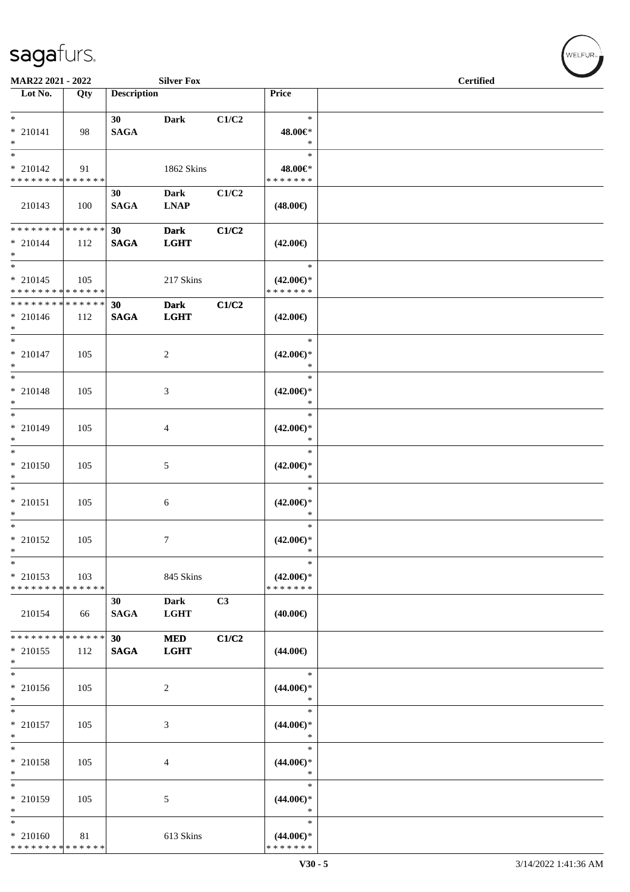| Lot No. | Qty | Description | | | Price | |
|---|---|---|---|---|---|---|
| * | | 30 | Dark | C1/C2 | * | |
| * 210141 | 98 | SAGA | | | 48.00€* | |
| * | | | | | * | |
| * | | | | | * | |
| * 210142 | 91 | | 1862 Skins | | 48.00€* | |
| * * * * * * * * * * * * * * | | | | | * * * * * * * | |
| | | 30 | Dark | C1/C2 | | |
| 210143 | 100 | SAGA | LNAP | | (48.00€) | |
| * * * * * * * * * * * * * * | | 30 | Dark | C1/C2 | | |
| * 210144 | 112 | SAGA | LGHT | | (42.00€) | |
| * | | | | | | |
| * | | | | | * | |
| * 210145 | 105 | | 217 Skins | | (42.00€)* | |
| * * * * * * * * * * * * * * | | | | | * * * * * * * | |
| * * * * * * * * * * * * * * | | 30 | Dark | C1/C2 | | |
| * 210146 | 112 | SAGA | LGHT | | (42.00€) | |
| * | | | | | | |
| * | | | | | * | |
| * 210147 | 105 | | 2 | | (42.00€)* | |
| * | | | | | * | |
| * | | | | | * | |
| * 210148 | 105 | | 3 | | (42.00€)* | |
| * | | | | | * | |
| * | | | | | * | |
| * 210149 | 105 | | 4 | | (42.00€)* | |
| * | | | | | * | |
| * | | | | | * | |
| * 210150 | 105 | | 5 | | (42.00€)* | |
| * | | | | | * | |
| * | | | | | * | |
| * 210151 | 105 | | 6 | | (42.00€)* | |
| * | | | | | * | |
| * | | | | | * | |
| * 210152 | 105 | | 7 | | (42.00€)* | |
| * | | | | | * | |
| * | | | | | * | |
| * 210153 | 103 | | 845 Skins | | (42.00€)* | |
| * * * * * * * * * * * * * * | | | | | * * * * * * * | |
| | | 30 | Dark | C3 | | |
| 210154 | 66 | SAGA | LGHT | | (40.00€) | |
| * * * * * * * * * * * * * * | | 30 | MED | C1/C2 | | |
| * 210155 | 112 | SAGA | LGHT | | (44.00€) | |
| * | | | | | | |
| * | | | | | * | |
| * 210156 | 105 | | 2 | | (44.00€)* | |
| * | | | | | * | |
| * | | | | | * | |
| * 210157 | 105 | | 3 | | (44.00€)* | |
| * | | | | | * | |
| * | | | | | * | |
| * 210158 | 105 | | 4 | | (44.00€)* | |
| * | | | | | * | |
| * | | | | | * | |
| * 210159 | 105 | | 5 | | (44.00€)* | |
| * | | | | | * | |
| * | | | | | * | |
| * 210160 | 81 | | 613 Skins | | (44.00€)* | |
| * * * * * * * * * * * * * * | | | | | * * * * * * * | |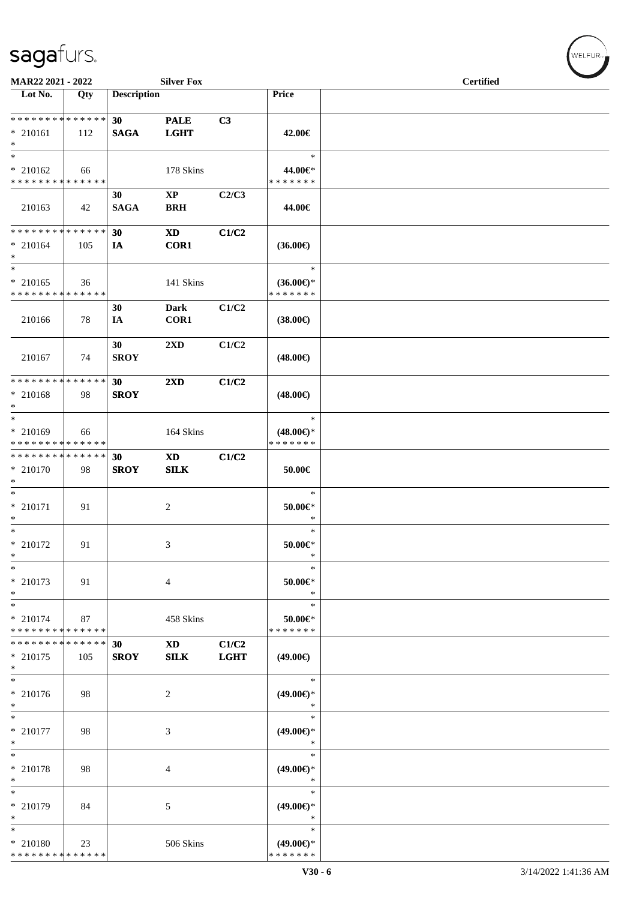**MAR22 2021 - 2022** **Silver Fox** **Certified**

| Lot No. | Qty | Description | | | Price | |
|---|---|---|---|---|---|---|
| * * * * * * * * * * * * * * | | 30 | PALE | C3 | | |
| * 210161 | 112 | SAGA | LGHT | | 42.00€ | |
| * | | | | | | |
| * | | | | | * | |
| * 210162 | 66 | | 178 Skins | | 44.00€* | |
| * * * * * * * * * * * * * * | | | | | * * * * * * * | |
| | | 30 | XP | C2/C3 | | |
| 210163 | 42 | SAGA | BRH | | 44.00€ | |
| * * * * * * * * * * * * * * | | 30 | XD | C1/C2 | | |
| * 210164 | 105 | IA | COR1 | | (36.00€) | |
| * | | | | | | |
| * | | | | | * | |
| * 210165 | 36 | | 141 Skins | | (36.00€)* | |
| * * * * * * * * * * * * * * | | | | | * * * * * * * | |
| | | 30 | Dark | C1/C2 | | |
| 210166 | 78 | IA | COR1 | | (38.00€) | |
| | | 30 | 2XD | C1/C2 | | |
| 210167 | 74 | SROY | | | (48.00€) | |
| * * * * * * * * * * * * * * | | 30 | 2XD | C1/C2 | | |
| * 210168 | 98 | SROY | | | (48.00€) | |
| * | | | | | | |
| * | | | | | * | |
| * 210169 | 66 | | 164 Skins | | (48.00€)* | |
| * * * * * * * * * * * * * * | | | | | * * * * * * * | |
| * * * * * * * * * * * * * * | | 30 | XD | C1/C2 | | |
| * 210170 | 98 | SROY | SILK | | 50.00€ | |
| * | | | | | | |
| * | | | | | * | |
| * 210171 | 91 | | 2 | | 50.00€* | |
| * | | | | | * | |
| * | | | | | * | |
| * 210172 | 91 | | 3 | | 50.00€* | |
| * | | | | | * | |
| * | | | | | * | |
| * 210173 | 91 | | 4 | | 50.00€* | |
| * | | | | | * | |
| * | | | | | * | |
| * 210174 | 87 | | 458 Skins | | 50.00€* | |
| * * * * * * * * * * * * * * | | | | | * * * * * * * | |
| * * * * * * * * * * * * * * | | 30 | XD | C1/C2 | | |
| * 210175 | 105 | SROY | SILK | LGHT | (49.00€) | |
| * | | | | | | |
| * | | | | | * | |
| * 210176 | 98 | | 2 | | (49.00€)* | |
| * | | | | | * | |
| * | | | | | * | |
| * 210177 | 98 | | 3 | | (49.00€)* | |
| * | | | | | * | |
| * | | | | | * | |
| * 210178 | 98 | | 4 | | (49.00€)* | |
| * | | | | | * | |
| * | | | | | * | |
| * 210179 | 84 | | 5 | | (49.00€)* | |
| * | | | | | * | |
| * | | | | | * | |
| * 210180 | 23 | | 506 Skins | | (49.00€)* | |
| * * * * * * * * * * * * * * | | | | | * * * * * * * | |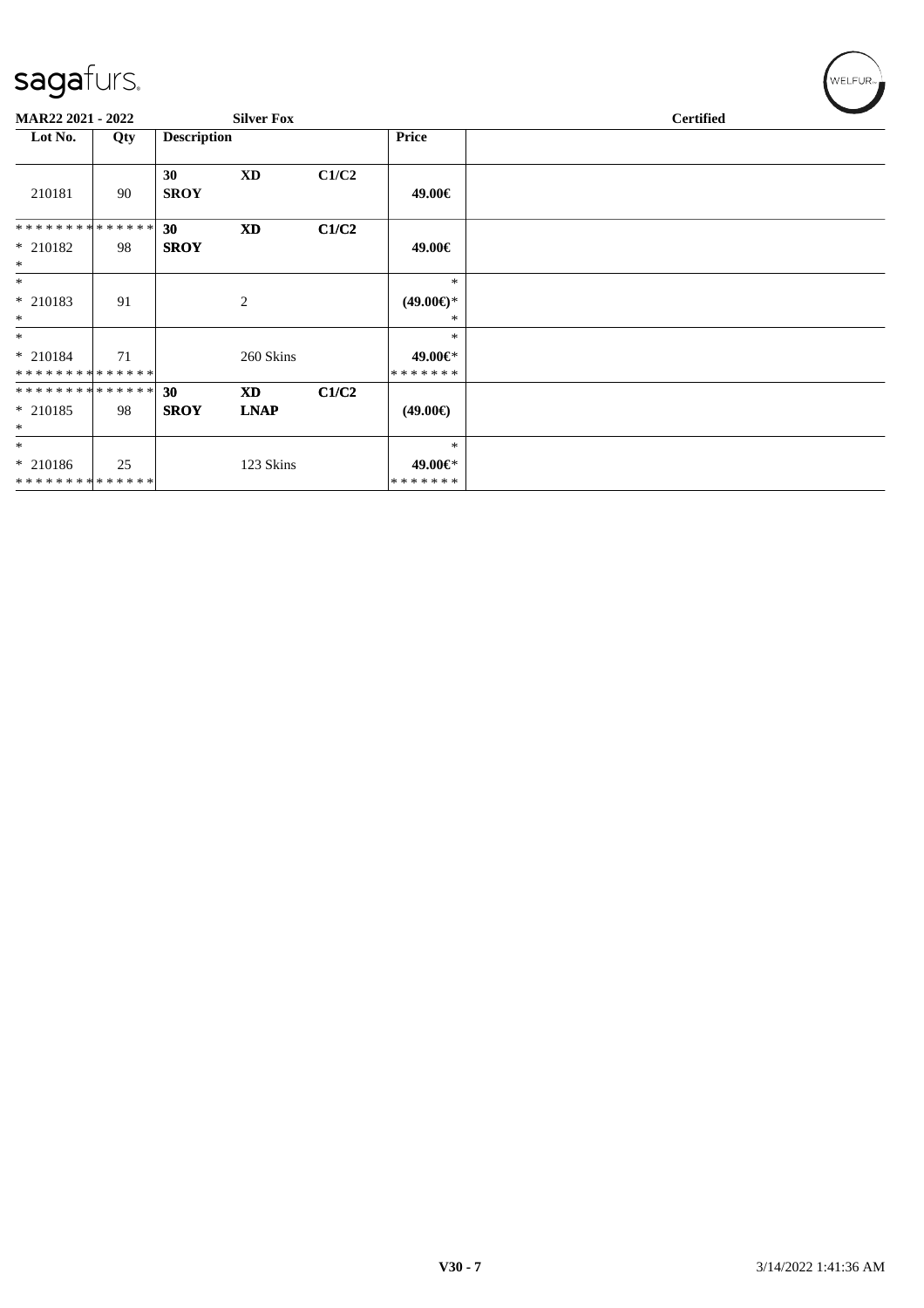MAR22 2021 - 2022 Silver Fox Certified

| Lot No. | Qty | Description | | | Price | |
|---|---|---|---|---|---|---|
| 210181 | 90 | 30 SROY | XD | C1/C2 | 49.00€ | |
| * * * * * * * * * * * * * * <br>* 210182<br>* | 98 | 30 SROY | XD | C1/C2 | 49.00€ | |
| *<br>* 210183<br>* | 91 | | 2 | | *<br>(49.00€)*<br>* | |
| *<br>* 210184<br>* * * * * * * * * * * * * * | 71 | | 260 Skins | | *<br>49.00€*<br>* * * * * * * | |
| * * * * * * * * * * * * * * <br>* 210185<br>* | 98 | 30 SROY | XD LNAP | C1/C2 | (49.00€) | |
| *<br>* 210186<br>* * * * * * * * * * * * * * | 25 | | 123 Skins | | *<br>49.00€*<br>* * * * * * * | |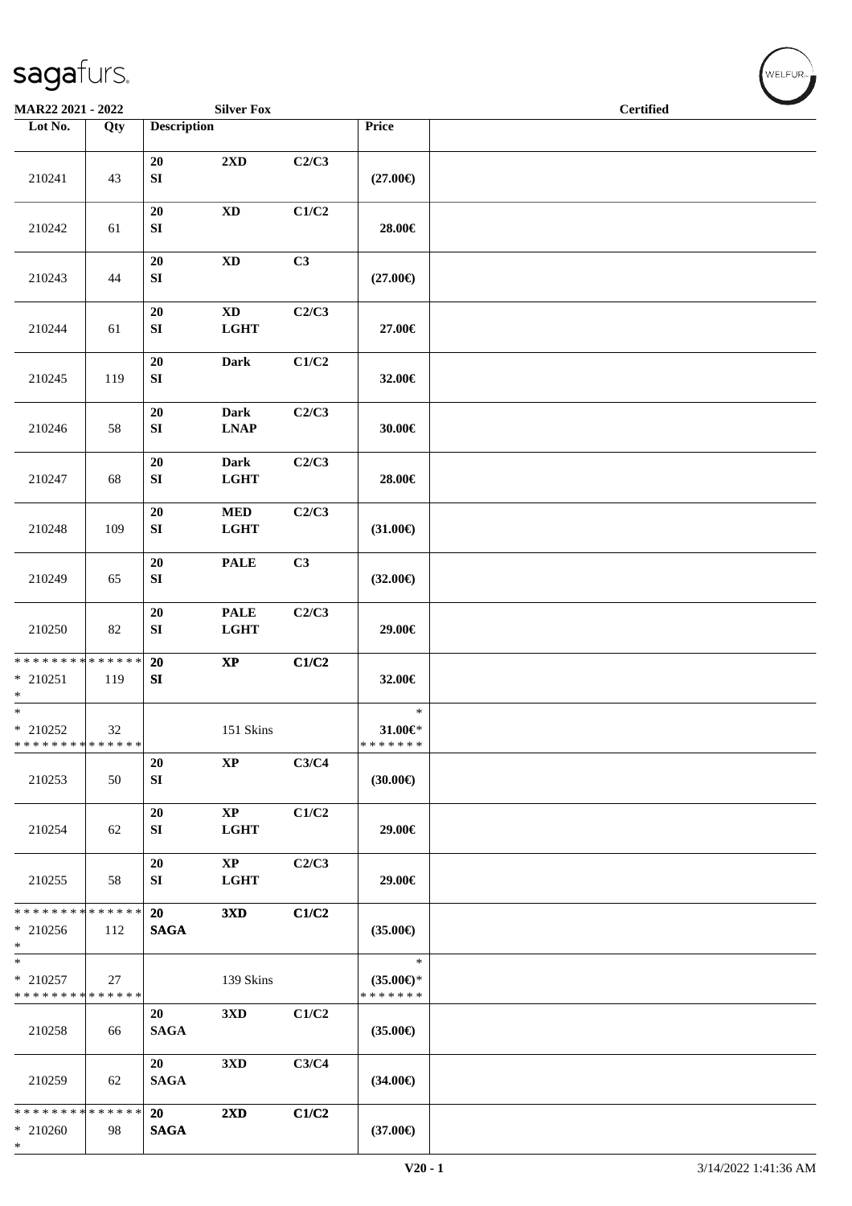**MAR22 2021 - 2022** **Silver Fox** **Certified**

| Lot No. | Qty | Description | | | Price | |
|---|---|---|---|---|---|---|
| 210241 | 43 | 20 SI | 2XD | C2/C3 | (27.00€) | |
| 210242 | 61 | 20 SI | XD | C1/C2 | 28.00€ | |
| 210243 | 44 | 20 SI | XD | C3 | (27.00€) | |
| 210244 | 61 | 20 SI | XD LGHT | C2/C3 | 27.00€ | |
| 210245 | 119 | 20 SI | Dark | C1/C2 | 32.00€ | |
| 210246 | 58 | 20 SI | Dark LNAP | C2/C3 | 30.00€ | |
| 210247 | 68 | 20 SI | Dark LGHT | C2/C3 | 28.00€ | |
| 210248 | 109 | 20 SI | MED LGHT | C2/C3 | (31.00€) | |
| 210249 | 65 | 20 SI | PALE | C3 | (32.00€) | |
| 210250 | 82 | 20 SI | PALE LGHT | C2/C3 | 29.00€ | |
| * * * * * * * * * * * * * * <br>* 210251<br>* | 119 | 20 SI | XP | C1/C2 | 32.00€ | |
| *<br>* 210252<br>* * * * * * * * * * * * * * | 32 | | 151 Skins | | *<br>31.00€*<br>* * * * * * * | |
| 210253 | 50 | 20 SI | XP | C3/C4 | (30.00€) | |
| 210254 | 62 | 20 SI | XP LGHT | C1/C2 | 29.00€ | |
| 210255 | 58 | 20 SI | XP LGHT | C2/C3 | 29.00€ | |
| * * * * * * * * * * * * * * <br>* 210256<br>* | 112 | 20 SAGA | 3XD | C1/C2 | (35.00€) | |
| *<br>* 210257<br>* * * * * * * * * * * * * * | 27 | | 139 Skins | | *<br>(35.00€)*<br>* * * * * * * | |
| 210258 | 66 | 20 SAGA | 3XD | C1/C2 | (35.00€) | |
| 210259 | 62 | 20 SAGA | 3XD | C3/C4 | (34.00€) | |
| * * * * * * * * * * * * * * <br>* 210260<br>* | 98 | 20 SAGA | 2XD | C1/C2 | (37.00€) | |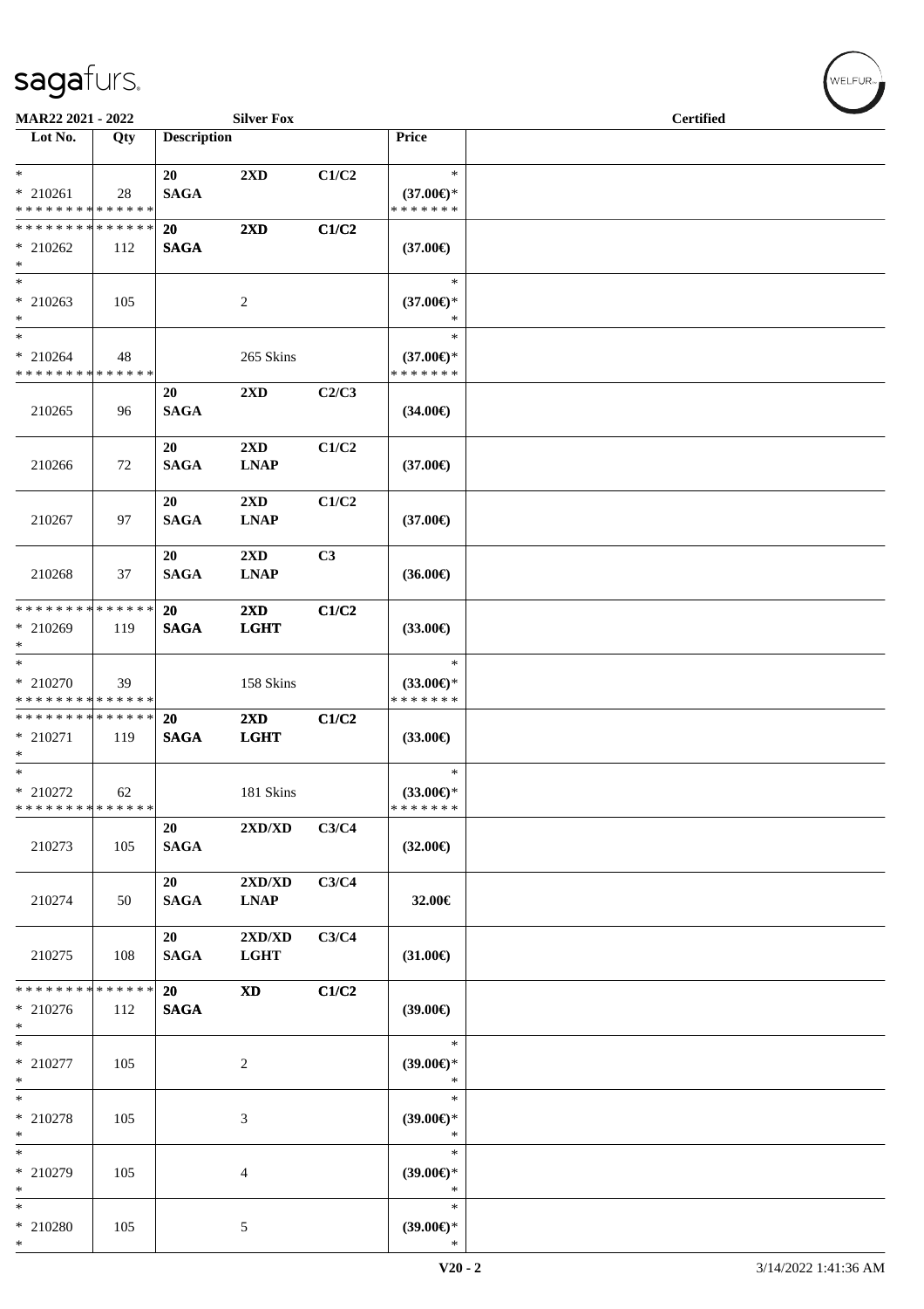MAR22 2021 - 2022 | Silver Fox | Certified

| Lot No. | Qty | Description | | | Price | |
|---|---|---|---|---|---|---|
| * <br> * 210261 <br> * * * * * * * * * * * * * * | 28 | 20 <br> SAGA | 2XD | C1/C2 | * <br> (37.00€)* <br> * * * * * * * | |
| * * * * * * * * * * * * * * <br> * 210262 <br> * | 112 | 20 <br> SAGA | 2XD | C1/C2 | (37.00€) | |
| * <br> * 210263 <br> * | 105 | | 2 | | * <br> (37.00€)* <br> * | |
| * <br> * 210264 <br> * * * * * * * * * * * * * * | 48 | | 265 Skins | | * <br> (37.00€)* <br> * * * * * * * | |
| 210265 | 96 | 20 <br> SAGA | 2XD | C2/C3 | (34.00€) | |
| 210266 | 72 | 20 <br> SAGA | 2XD <br> LNAP | C1/C2 | (37.00€) | |
| 210267 | 97 | 20 <br> SAGA | 2XD <br> LNAP | C1/C2 | (37.00€) | |
| 210268 | 37 | 20 <br> SAGA | 2XD <br> LNAP | C3 | (36.00€) | |
| * * * * * * * * * * * * * * <br> * 210269 <br> * | 119 | 20 <br> SAGA | 2XD <br> LGHT | C1/C2 | (33.00€) | |
| * <br> * 210270 <br> * * * * * * * * * * * * * * | 39 | | 158 Skins | | * <br> (33.00€)* <br> * * * * * * * | |
| * * * * * * * * * * * * * * <br> * 210271 <br> * | 119 | 20 <br> SAGA | 2XD <br> LGHT | C1/C2 | (33.00€) | |
| * <br> * 210272 <br> * * * * * * * * * * * * * * | 62 | | 181 Skins | | * <br> (33.00€)* <br> * * * * * * * | |
| 210273 | 105 | 20 <br> SAGA | 2XD/XD | C3/C4 | (32.00€) | |
| 210274 | 50 | 20 <br> SAGA | 2XD/XD <br> LNAP | C3/C4 | 32.00€ | |
| 210275 | 108 | 20 <br> SAGA | 2XD/XD <br> LGHT | C3/C4 | (31.00€) | |
| * * * * * * * * * * * * * * <br> * 210276 <br> * | 112 | 20 <br> SAGA | XD | C1/C2 | (39.00€) | |
| * <br> * 210277 <br> * | 105 | | 2 | | * <br> (39.00€)* <br> * | |
| * <br> * 210278 <br> * | 105 | | 3 | | * <br> (39.00€)* <br> * | |
| * <br> * 210279 <br> * | 105 | | 4 | | * <br> (39.00€)* <br> * | |
| * <br> * 210280 <br> * | 105 | | 5 | | * <br> (39.00€)* <br> * | |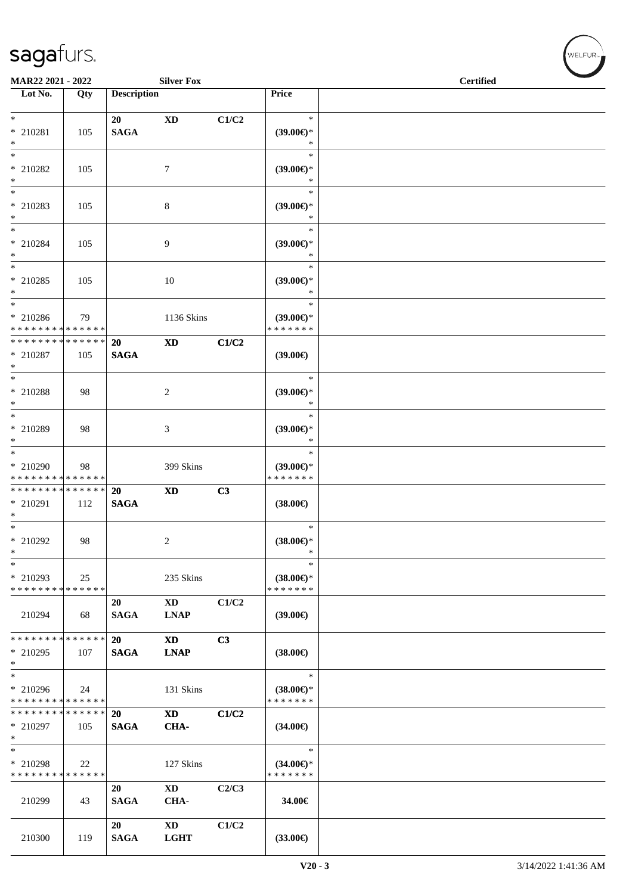MAR22 2021 - 2022 Silver Fox Certified

| Lot No. | Qty | Description | | | Price |
|---|---|---|---|---|---|
| * <br> * 210281 <br> * | 105 | 20 <br> SAGA | XD | C1/C2 | * <br> (39.00€)* <br> * |
| * <br> * 210282 <br> * | 105 | | 7 | | * <br> (39.00€)* <br> * |
| * <br> * 210283 <br> * | 105 | | 8 | | * <br> (39.00€)* <br> * |
| * <br> * 210284 <br> * | 105 | | 9 | | * <br> (39.00€)* <br> * |
| * <br> * 210285 <br> * | 105 | | 10 | | * <br> (39.00€)* <br> * |
| * <br> * 210286 <br> * * * * * * * * * * * * * * | 79 | | 1136 Skins | | * <br> (39.00€)* <br> * * * * * * * |
| * * * * * * * * * * * * * * <br> * 210287 <br> * | 105 | 20 <br> SAGA | XD | C1/C2 | (39.00€) |
| * <br> * 210288 <br> * | 98 | | 2 | | * <br> (39.00€)* <br> * |
| * <br> * 210289 <br> * | 98 | | 3 | | * <br> (39.00€)* <br> * |
| * <br> * 210290 <br> * * * * * * * * * * * * * * | 98 | | 399 Skins | | * <br> (39.00€)* <br> * * * * * * * |
| * * * * * * * * * * * * * * <br> * 210291 <br> * | 112 | 20 <br> SAGA | XD | C3 | (38.00€) |
| * <br> * 210292 <br> * | 98 | | 2 | | * <br> (38.00€)* <br> * |
| * <br> * 210293 <br> * * * * * * * * * * * * * * | 25 | | 235 Skins | | * <br> (38.00€)* <br> * * * * * * * |
| 210294 | 68 | 20 <br> SAGA | XD <br> LNAP | C1/C2 | (39.00€) |
| * * * * * * * * * * * * * * <br> * 210295 <br> * | 107 | 20 <br> SAGA | XD <br> LNAP | C3 | (38.00€) |
| * <br> * 210296 <br> * * * * * * * * * * * * * * | 24 | | 131 Skins | | * <br> (38.00€)* <br> * * * * * * * |
| * * * * * * * * * * * * * * <br> * 210297 <br> * | 105 | 20 <br> SAGA | XD <br> CHA- | C1/C2 | (34.00€) |
| * <br> * 210298 <br> * * * * * * * * * * * * * * | 22 | | 127 Skins | | * <br> (34.00€)* <br> * * * * * * * |
| 210299 | 43 | 20 <br> SAGA | XD <br> CHA- | C2/C3 | 34.00€ |
| 210300 | 119 | 20 <br> SAGA | XD <br> LGHT | C1/C2 | (33.00€) |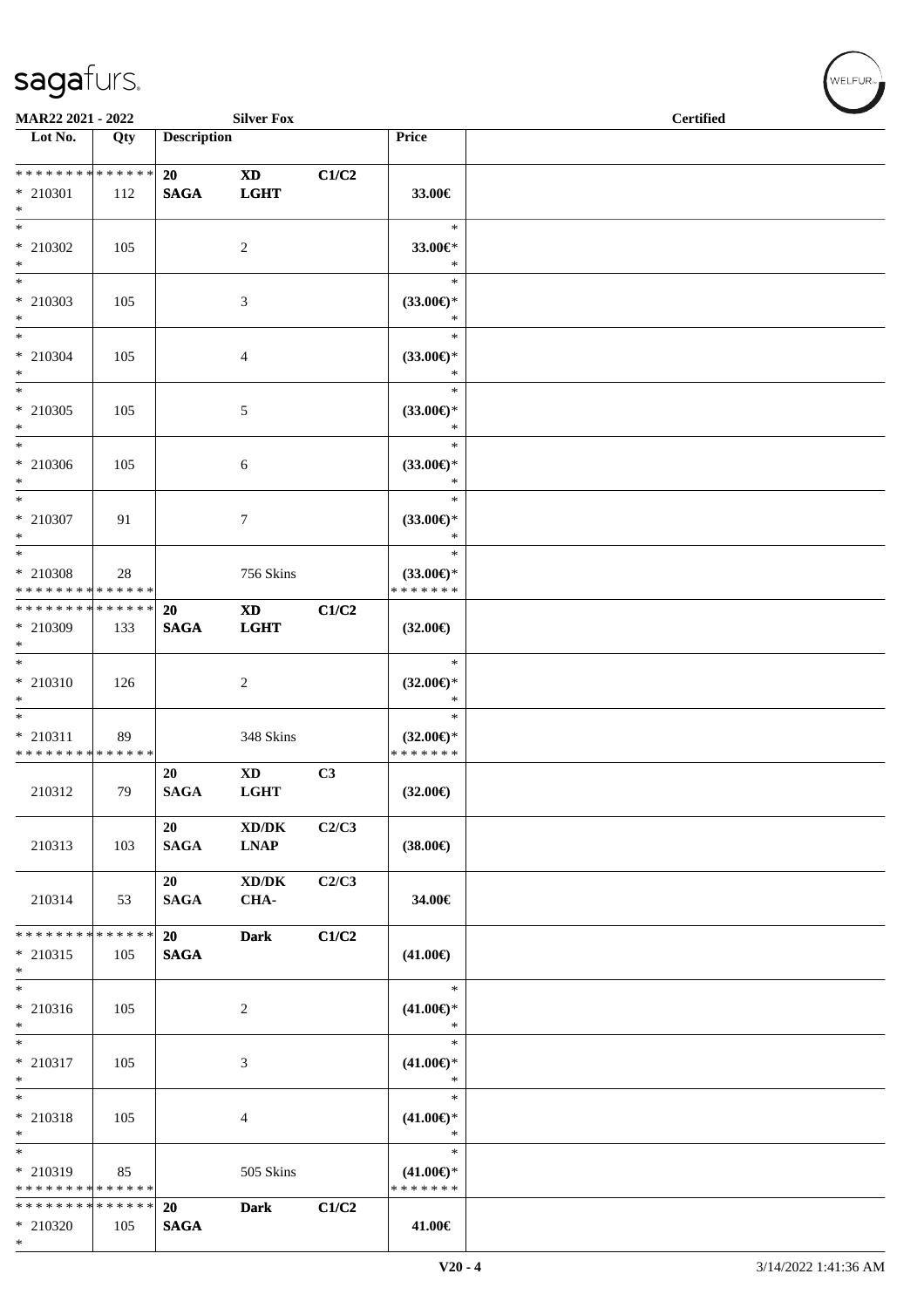MAR22 2021 - 2022 Silver Fox Certified

| Lot No. | Qty | Description | | | Price |
|---|---|---|---|---|---|
| * * * * * * * * * * * * * * <br>* 210301<br>* | 112 | **20**<br>**SAGA** | **XD**<br>**LGHT** | **C1/C2** | **33.00€** |
| *<br>* 210302<br>* | 105 | | 2 | | *<br>**33.00€***<br>* |
| *<br>* 210303<br>* | 105 | | 3 | | *<br>**(33.00€)***<br>* |
| *<br>* 210304<br>* | 105 | | 4 | | *<br>**(33.00€)***<br>* |
| *<br>* 210305<br>* | 105 | | 5 | | *<br>**(33.00€)***<br>* |
| *<br>* 210306<br>* | 105 | | 6 | | *<br>**(33.00€)***<br>* |
| *<br>* 210307<br>* | 91 | | 7 | | *<br>**(33.00€)***<br>* |
| *<br>* 210308<br>* * * * * * * * * * * * * * | 28 | | 756 Skins | | *<br>**(33.00€)***<br>* * * * * * * |
| * * * * * * * * * * * * * * <br>* 210309<br>* | 133 | **20**<br>**SAGA** | **XD**<br>**LGHT** | **C1/C2** | **(32.00€)** |
| *<br>* 210310<br>* | 126 | | 2 | | *<br>**(32.00€)***<br>* |
| *<br>* 210311<br>* * * * * * * * * * * * * * | 89 | | 348 Skins | | *<br>**(32.00€)***<br>* * * * * * * |
| 210312 | 79 | **20**<br>**SAGA** | **XD**<br>**LGHT** | **C3** | **(32.00€)** |
| 210313 | 103 | **20**<br>**SAGA** | **XD/DK**<br>**LNAP** | **C2/C3** | **(38.00€)** |
| 210314 | 53 | **20**<br>**SAGA** | **XD/DK**<br>**CHA-** | **C2/C3** | **34.00€** |
| * * * * * * * * * * * * * * <br>* 210315<br>* | 105 | **20**<br>**SAGA** | **Dark** | **C1/C2** | **(41.00€)** |
| *<br>* 210316<br>* | 105 | | 2 | | *<br>**(41.00€)***<br>* |
| *<br>* 210317<br>* | 105 | | 3 | | *<br>**(41.00€)***<br>* |
| *<br>* 210318<br>* | 105 | | 4 | | *<br>**(41.00€)***<br>* |
| *<br>* 210319<br>* * * * * * * * * * * * * * | 85 | | 505 Skins | | *<br>**(41.00€)***<br>* * * * * * * |
| * * * * * * * * * * * * * * <br>* 210320<br>* | 105 | **20**<br>**SAGA** | **Dark** | **C1/C2** | **41.00€** |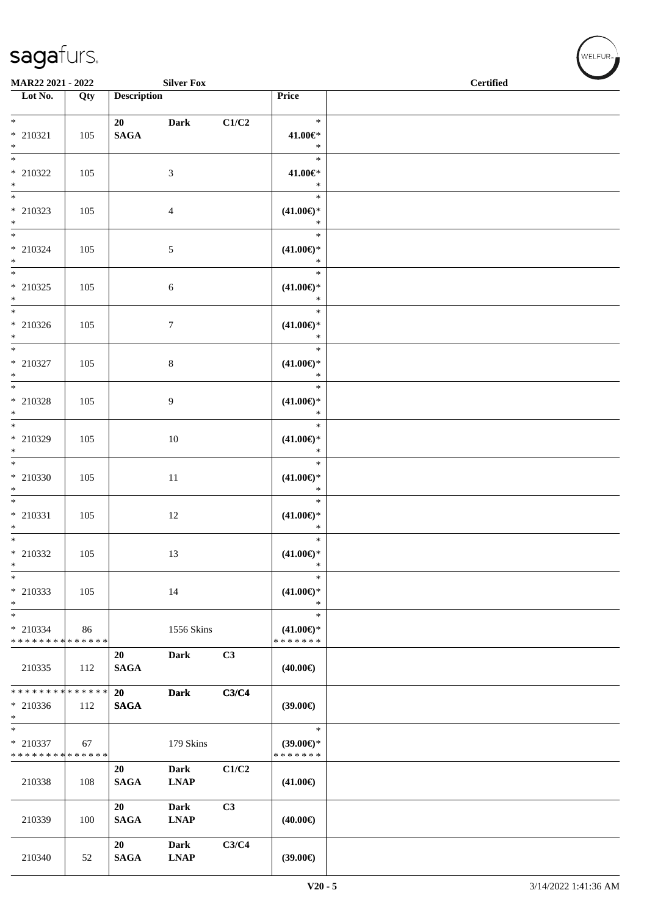MAR22 2021 - 2022 Silver Fox Certified

| Lot No. | Qty | Description | | | Price | |
|---|---|---|---|---|---|---|
| * <br> * 210321 <br> * | 105 | 20 <br> SAGA | Dark | C1/C2 | * <br> 41.00€* <br> * | |
| * <br> * 210322 <br> * | 105 | | 3 | | * <br> 41.00€* <br> * | |
| * <br> * 210323 <br> * | 105 | | 4 | | * <br> (41.00€)* <br> * | |
| * <br> * 210324 <br> * | 105 | | 5 | | * <br> (41.00€)* <br> * | |
| * <br> * 210325 <br> * | 105 | | 6 | | * <br> (41.00€)* <br> * | |
| * <br> * 210326 <br> * | 105 | | 7 | | * <br> (41.00€)* <br> * | |
| * <br> * 210327 <br> * | 105 | | 8 | | * <br> (41.00€)* <br> * | |
| * <br> * 210328 <br> * | 105 | | 9 | | * <br> (41.00€)* <br> * | |
| * <br> * 210329 <br> * | 105 | | 10 | | * <br> (41.00€)* <br> * | |
| * <br> * 210330 <br> * | 105 | | 11 | | * <br> (41.00€)* <br> * | |
| * <br> * 210331 <br> * | 105 | | 12 | | * <br> (41.00€)* <br> * | |
| * <br> * 210332 <br> * | 105 | | 13 | | * <br> (41.00€)* <br> * | |
| * <br> * 210333 <br> * | 105 | | 14 | | * <br> (41.00€)* <br> * | |
| * <br> * 210334 <br> * * * * * * * * * * * * * * | 86 | | 1556 Skins | | * <br> (41.00€)* <br> * * * * * * * | |
| 210335 | 112 | 20 <br> SAGA | Dark | C3 | (40.00€) | |
| * * * * * * * * * * * * * * <br> * 210336 <br> * | 112 | 20 <br> SAGA | Dark | C3/C4 | (39.00€) | |
| * <br> * 210337 <br> * * * * * * * * * * * * * * | 67 | | 179 Skins | | * <br> (39.00€)* <br> * * * * * * * | |
| 210338 | 108 | 20 <br> SAGA | Dark <br> LNAP | C1/C2 | (41.00€) | |
| 210339 | 100 | 20 <br> SAGA | Dark <br> LNAP | C3 | (40.00€) | |
| 210340 | 52 | 20 <br> SAGA | Dark <br> LNAP | C3/C4 | (39.00€) | |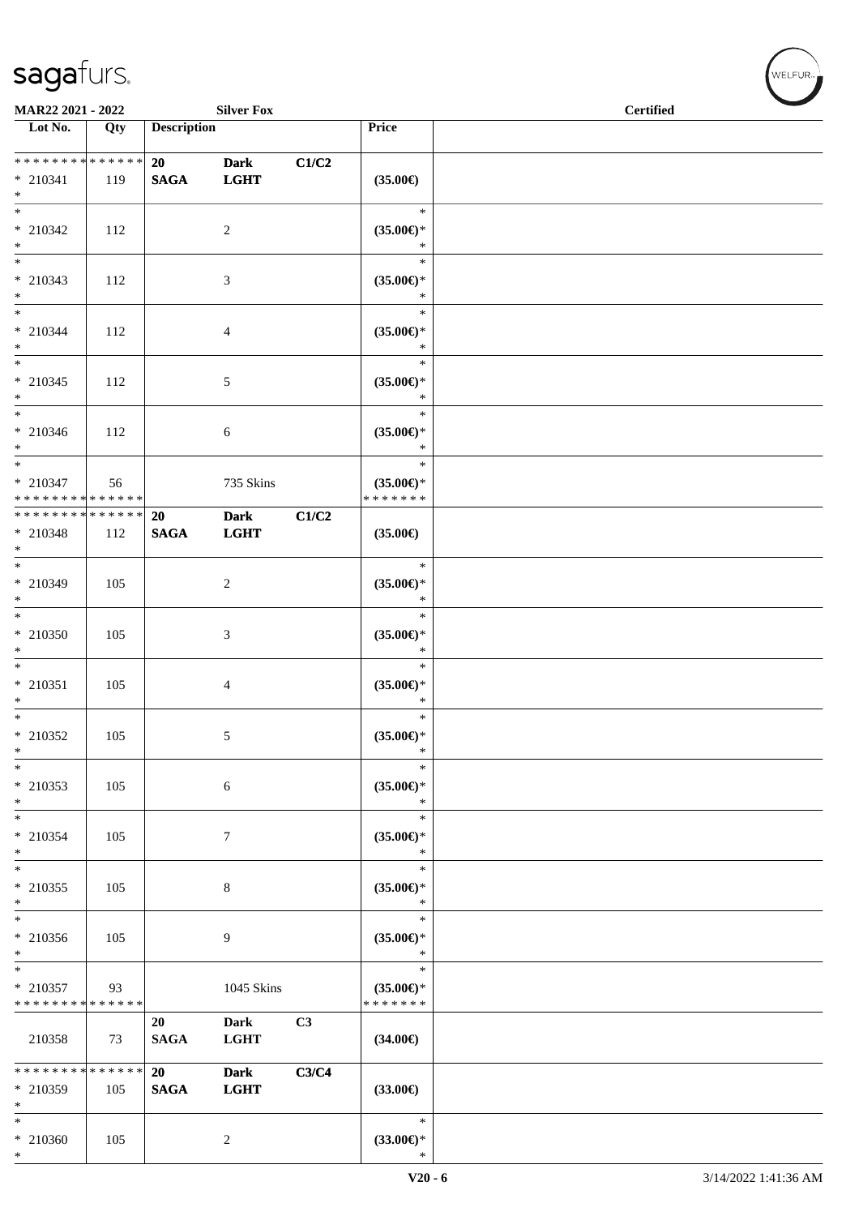| Lot No. | Qty | Description | | | Price | |
|---|---|---|---|---|---|---|
| * * * * * * * * * * * * * * | | 20 | Dark | C1/C2 | | |
| * 210341 | 119 | SAGA | LGHT | | (35.00€) | |
| * | | | | | | |
| * | | | | | * | |
| * 210342 | 112 | | 2 | | (35.00€)* | |
| * | | | | | * | |
| * | | | | | * | |
| * 210343 | 112 | | 3 | | (35.00€)* | |
| * | | | | | * | |
| * | | | | | * | |
| * 210344 | 112 | | 4 | | (35.00€)* | |
| * | | | | | * | |
| * | | | | | * | |
| * 210345 | 112 | | 5 | | (35.00€)* | |
| * | | | | | * | |
| * | | | | | * | |
| * 210346 | 112 | | 6 | | (35.00€)* | |
| * | | | | | * | |
| * | | | | | * | |
| * 210347 | 56 | | 735 Skins | | (35.00€)* | |
| * * * * * * * * * * * * * * | | | | | * * * * * * * | |
| * * * * * * * * * * * * * * | | 20 | Dark | C1/C2 | | |
| * 210348 | 112 | SAGA | LGHT | | (35.00€) | |
| * | | | | | | |
| * | | | | | * | |
| * 210349 | 105 | | 2 | | (35.00€)* | |
| * | | | | | * | |
| * | | | | | * | |
| * 210350 | 105 | | 3 | | (35.00€)* | |
| * | | | | | * | |
| * | | | | | * | |
| * 210351 | 105 | | 4 | | (35.00€)* | |
| * | | | | | * | |
| * | | | | | * | |
| * 210352 | 105 | | 5 | | (35.00€)* | |
| * | | | | | * | |
| * | | | | | * | |
| * 210353 | 105 | | 6 | | (35.00€)* | |
| * | | | | | * | |
| * | | | | | * | |
| * 210354 | 105 | | 7 | | (35.00€)* | |
| * | | | | | * | |
| * | | | | | * | |
| * 210355 | 105 | | 8 | | (35.00€)* | |
| * | | | | | * | |
| * | | | | | * | |
| * 210356 | 105 | | 9 | | (35.00€)* | |
| * | | | | | * | |
| * | | | | | * | |
| * 210357 | 93 | | 1045 Skins | | (35.00€)* | |
| * * * * * * * * * * * * * * | | | | | * * * * * * * | |
| | | 20 | Dark | C3 | | |
| 210358 | 73 | SAGA | LGHT | | (34.00€) | |
| * * * * * * * * * * * * * * | | 20 | Dark | C3/C4 | | |
| * 210359 | 105 | SAGA | LGHT | | (33.00€) | |
| * | | | | | | |
| * | | | | | * | |
| * 210360 | 105 | | 2 | | (33.00€)* | |
| * | | | | | * | |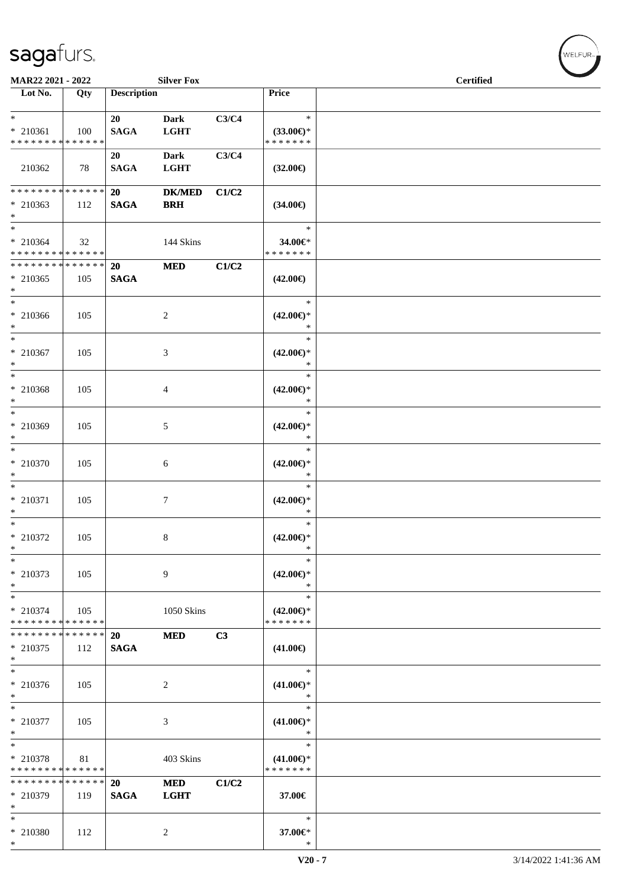MAR22 2021 - 2022 — Silver Fox — Certified

| Lot No. | Qty | Description | | | Price |
|---|---|---|---|---|---|
| * <br> * 210361 <br> * * * * * * * * * * * * * * | 100 | 20 SAGA | Dark LGHT | C3/C4 | * <br> (33.00€)* <br> * * * * * * * |
| 210362 | 78 | 20 SAGA | Dark LGHT | C3/C4 | (32.00€) |
| * * * * * * * * * * * * * * <br> * 210363 <br> * | 112 | 20 SAGA | DK/MED BRH | C1/C2 | (34.00€) |
| * <br> * 210364 <br> * * * * * * * * * * * * * * | 32 | | 144 Skins | | * <br> 34.00€* <br> * * * * * * * |
| * * * * * * * * * * * * * * <br> * 210365 <br> * | 105 | 20 SAGA | MED | C1/C2 | (42.00€) |
| * <br> * 210366 <br> * | 105 | | 2 | | * <br> (42.00€)* <br> * |
| * <br> * 210367 <br> * | 105 | | 3 | | * <br> (42.00€)* <br> * |
| * <br> * 210368 <br> * | 105 | | 4 | | * <br> (42.00€)* <br> * |
| * <br> * 210369 <br> * | 105 | | 5 | | * <br> (42.00€)* <br> * |
| * <br> * 210370 <br> * | 105 | | 6 | | * <br> (42.00€)* <br> * |
| * <br> * 210371 <br> * | 105 | | 7 | | * <br> (42.00€)* <br> * |
| * <br> * 210372 <br> * | 105 | | 8 | | * <br> (42.00€)* <br> * |
| * <br> * 210373 <br> * | 105 | | 9 | | * <br> (42.00€)* <br> * |
| * <br> * 210374 <br> * * * * * * * * * * * * * * | 105 | | 1050 Skins | | * <br> (42.00€)* <br> * * * * * * * |
| * * * * * * * * * * * * * * <br> * 210375 <br> * | 112 | 20 SAGA | MED | C3 | (41.00€) |
| * <br> * 210376 <br> * | 105 | | 2 | | * <br> (41.00€)* <br> * |
| * <br> * 210377 <br> * | 105 | | 3 | | * <br> (41.00€)* <br> * |
| * <br> * 210378 <br> * * * * * * * * * * * * * * | 81 | | 403 Skins | | * <br> (41.00€)* <br> * * * * * * * |
| * * * * * * * * * * * * * * <br> * 210379 <br> * | 119 | 20 SAGA | MED LGHT | C1/C2 | 37.00€ |
| * <br> * 210380 <br> * | 112 | | 2 | | * <br> 37.00€* <br> * |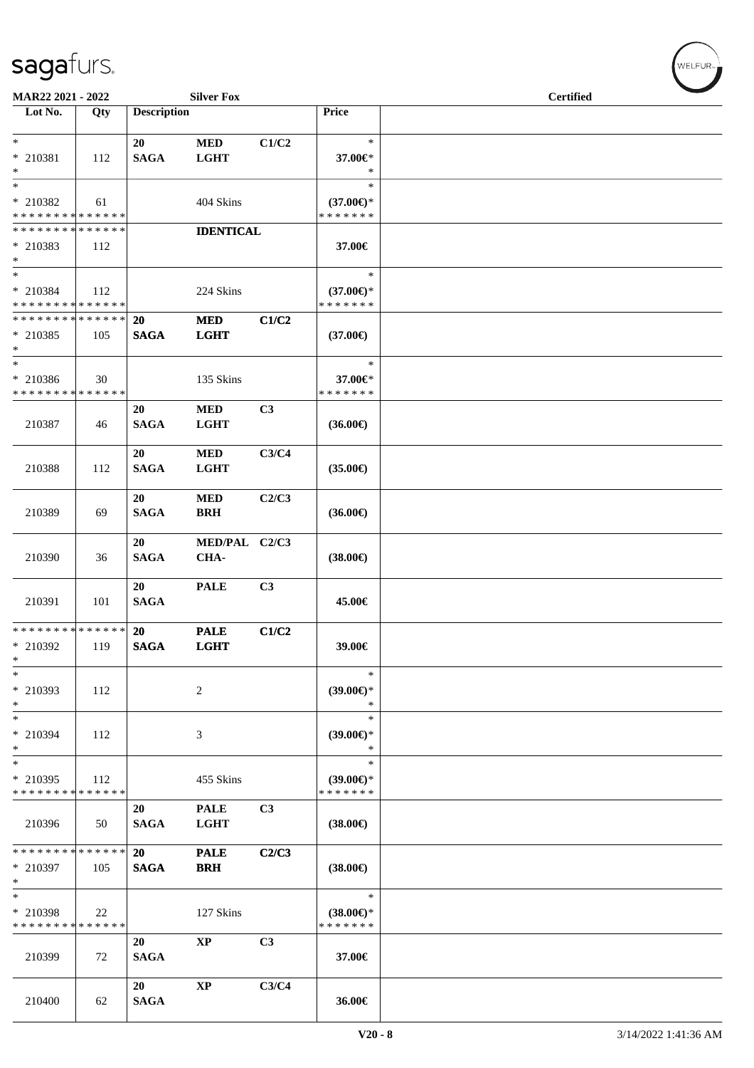MAR22 2021 - 2022 Silver Fox Certified

| Lot No. | Qty | Description | | | Price | |
|---|---|---|---|---|---|---|
| * <br> * 210381 <br> * | 112 | 20 <br> SAGA | MED <br> LGHT | C1/C2 | * <br> 37.00€* <br> * | |
| * <br> * 210382 <br> * * * * * * * * * * * * * * | 61 | | 404 Skins | | * <br> (37.00€)* <br> * * * * * * * | |
| * * * * * * * * * * * * * * <br> * 210383 <br> * | 112 | | IDENTICAL | | 37.00€ | |
| * <br> * 210384 <br> * * * * * * * * * * * * * * | 112 | | 224 Skins | | * <br> (37.00€)* <br> * * * * * * * | |
| * * * * * * * * * * * * * * <br> * 210385 <br> * | 105 | 20 <br> SAGA | MED <br> LGHT | C1/C2 | (37.00€) | |
| * <br> * 210386 <br> * * * * * * * * * * * * * * | 30 | | 135 Skins | | * <br> 37.00€* <br> * * * * * * * | |
| 210387 | 46 | 20 <br> SAGA | MED <br> LGHT | C3 | (36.00€) | |
| 210388 | 112 | 20 <br> SAGA | MED <br> LGHT | C3/C4 | (35.00€) | |
| 210389 | 69 | 20 <br> SAGA | MED <br> BRH | C2/C3 | (36.00€) | |
| 210390 | 36 | 20 <br> SAGA | MED/PAL <br> CHA- | C2/C3 | (38.00€) | |
| 210391 | 101 | 20 <br> SAGA | PALE | C3 | 45.00€ | |
| * * * * * * * * * * * * * * <br> * 210392 <br> * | 119 | 20 <br> SAGA | PALE <br> LGHT | C1/C2 | 39.00€ | |
| * <br> * 210393 <br> * | 112 | | 2 | | * <br> (39.00€)* <br> * | |
| * <br> * 210394 <br> * | 112 | | 3 | | * <br> (39.00€)* <br> * | |
| * <br> * 210395 <br> * * * * * * * * * * * * * * | 112 | | 455 Skins | | * <br> (39.00€)* <br> * * * * * * * | |
| 210396 | 50 | 20 <br> SAGA | PALE <br> LGHT | C3 | (38.00€) | |
| * * * * * * * * * * * * * * <br> * 210397 <br> * | 105 | 20 <br> SAGA | PALE <br> BRH | C2/C3 | (38.00€) | |
| * <br> * 210398 <br> * * * * * * * * * * * * * * | 22 | | 127 Skins | | * <br> (38.00€)* <br> * * * * * * * | |
| 210399 | 72 | 20 <br> SAGA | XP | C3 | 37.00€ | |
| 210400 | 62 | 20 <br> SAGA | XP | C3/C4 | 36.00€ | |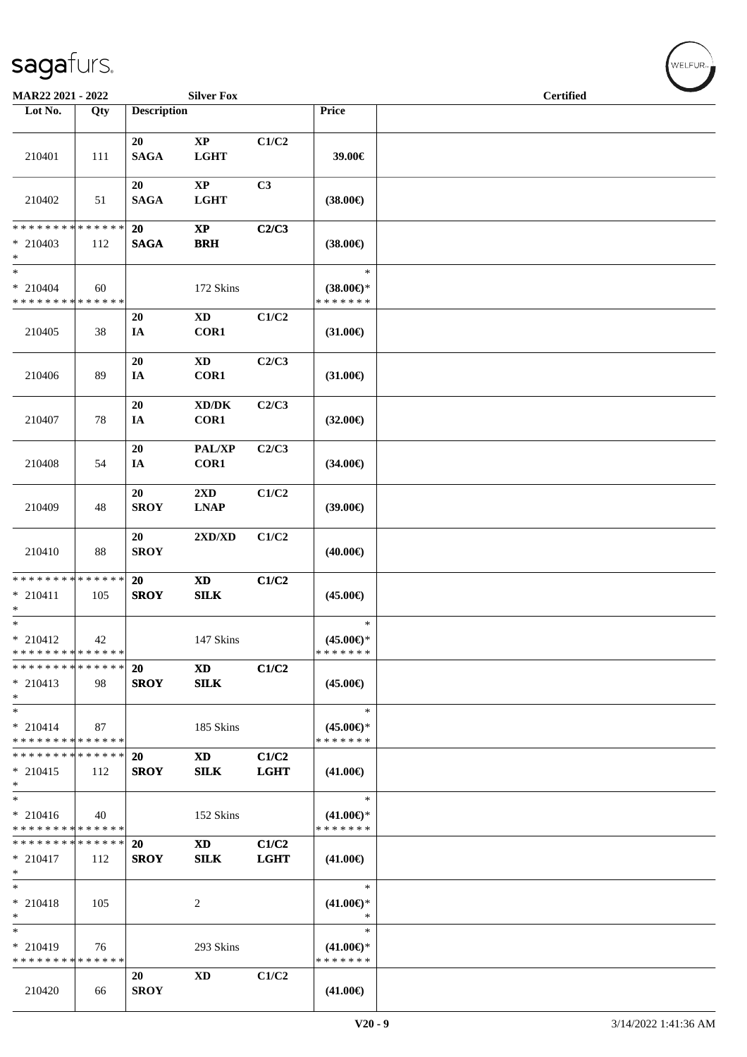MAR22 2021 - 2022 Silver Fox Certified

| Lot No. | Qty | Description | | | Price | |
|---|---|---|---|---|---|---|
| 210401 | 111 | 20 SAGA | XP LGHT | C1/C2 | 39.00€ | |
| 210402 | 51 | 20 SAGA | XP LGHT | C3 | (38.00€) | |
| * * * * * * * * * * * * * * * 210403 * | 112 | 20 SAGA | XP BRH | C2/C3 | (38.00€) | |
| * * 210404 * * * * * * * * * * * * * * | 60 | | 172 Skins | | * (38.00€)* * * * * * * * | |
| 210405 | 38 | 20 IA | XD COR1 | C1/C2 | (31.00€) | |
| 210406 | 89 | 20 IA | XD COR1 | C2/C3 | (31.00€) | |
| 210407 | 78 | 20 IA | XD/DK COR1 | C2/C3 | (32.00€) | |
| 210408 | 54 | 20 IA | PAL/XP COR1 | C2/C3 | (34.00€) | |
| 210409 | 48 | 20 SROY | 2XD LNAP | C1/C2 | (39.00€) | |
| 210410 | 88 | 20 SROY | 2XD/XD | C1/C2 | (40.00€) | |
| * * * * * * * * * * * * * * * 210411 * | 105 | 20 SROY | XD SILK | C1/C2 | (45.00€) | |
| * * 210412 * * * * * * * * * * * * * * | 42 | | 147 Skins | | * (45.00€)* * * * * * * * | |
| * * * * * * * * * * * * * * * 210413 * | 98 | 20 SROY | XD SILK | C1/C2 | (45.00€) | |
| * * 210414 * * * * * * * * * * * * * * | 87 | | 185 Skins | | * (45.00€)* * * * * * * * | |
| * * * * * * * * * * * * * * * 210415 * | 112 | 20 SROY | XD SILK | C1/C2 LGHT | (41.00€) | |
| * * 210416 * * * * * * * * * * * * * * | 40 | | 152 Skins | | * (41.00€)* * * * * * * * | |
| * * * * * * * * * * * * * * * 210417 * | 112 | 20 SROY | XD SILK | C1/C2 LGHT | (41.00€) | |
| * * 210418 * | 105 | | 2 | | * (41.00€)* * | |
| * * 210419 * * * * * * * * * * * * * * | 76 | | 293 Skins | | * (41.00€)* * * * * * * * | |
| 210420 | 66 | 20 SROY | XD | C1/C2 | (41.00€) | |

V20 - 9 3/14/2022 1:41:36 AM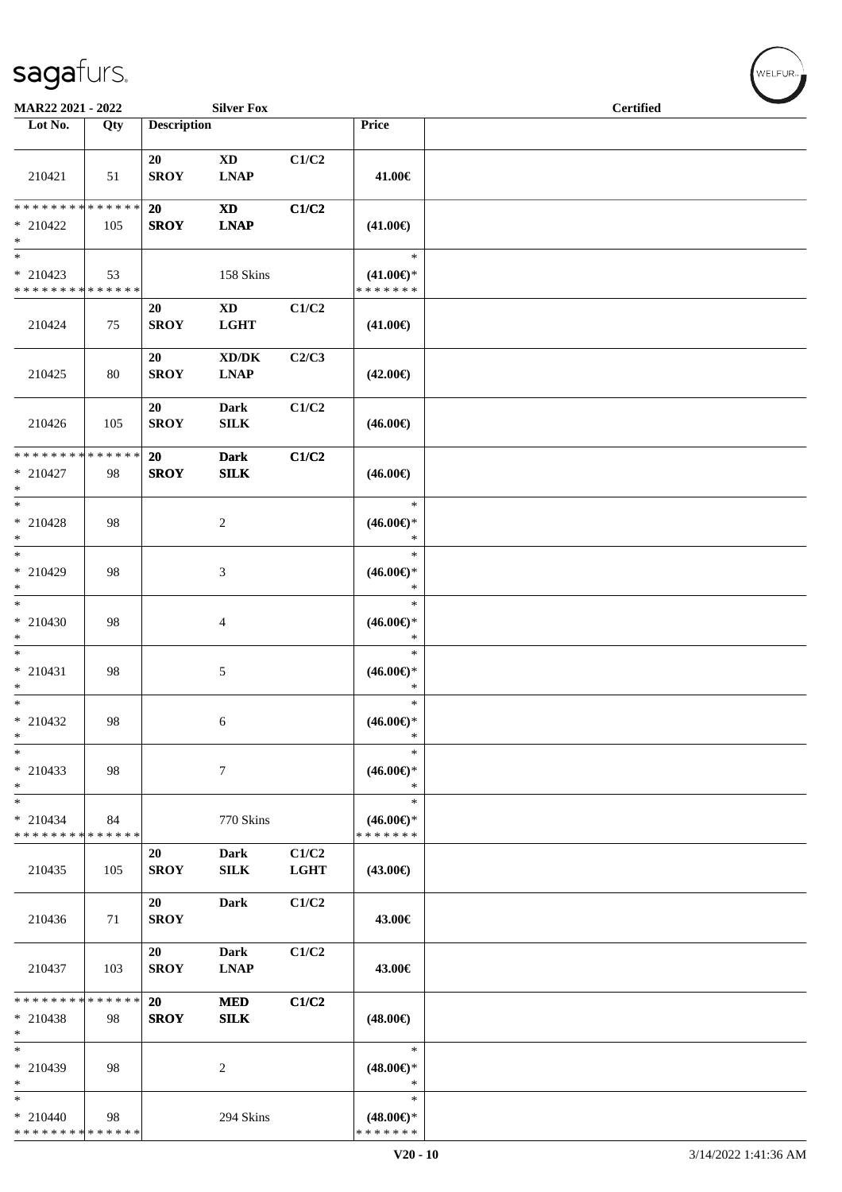**MAR22 2021 - 2022** **Silver Fox** **Certified**

| Lot No. | Qty | Description | | | Price | |
|---|---|---|---|---|---|---|
| 210421 | 51 | 20 SROY | XD LNAP | C1/C2 | 41.00€ | |
| * * * * * * * * * * * * * * 210422 * | 105 | 20 SROY | XD LNAP | C1/C2 | (41.00€) | |
| * * 210423 * * * * * * * * * * * * * | 53 | | 158 Skins | | * (41.00€)* * * * * * * * | |
| 210424 | 75 | 20 SROY | XD LGHT | C1/C2 | (41.00€) | |
| 210425 | 80 | 20 SROY | XD/DK LNAP | C2/C3 | (42.00€) | |
| 210426 | 105 | 20 SROY | Dark SILK | C1/C2 | (46.00€) | |
| * * * * * * * * * * * * * * 210427 * | 98 | 20 SROY | Dark SILK | C1/C2 | (46.00€) | |
| * * 210428 * | 98 | | 2 | | * (46.00€)* * | |
| * * 210429 * | 98 | | 3 | | * (46.00€)* * | |
| * * 210430 * | 98 | | 4 | | * (46.00€)* * | |
| * * 210431 * | 98 | | 5 | | * (46.00€)* * | |
| * * 210432 * | 98 | | 6 | | * (46.00€)* * | |
| * * 210433 * | 98 | | 7 | | * (46.00€)* * | |
| * * 210434 * * * * * * * * * * * * * | 84 | | 770 Skins | | * (46.00€)* * * * * * * * | |
| 210435 | 105 | 20 SROY | Dark SILK | C1/C2 LGHT | (43.00€) | |
| 210436 | 71 | 20 SROY | Dark | C1/C2 | 43.00€ | |
| 210437 | 103 | 20 SROY | Dark LNAP | C1/C2 | 43.00€ | |
| * * * * * * * * * * * * * * 210438 * | 98 | 20 SROY | MED SILK | C1/C2 | (48.00€) | |
| * * 210439 * | 98 | | 2 | | * (48.00€)* * | |
| * * 210440 * * * * * * * * * * * * * | 98 | | 294 Skins | | * (48.00€)* * * * * * * * | |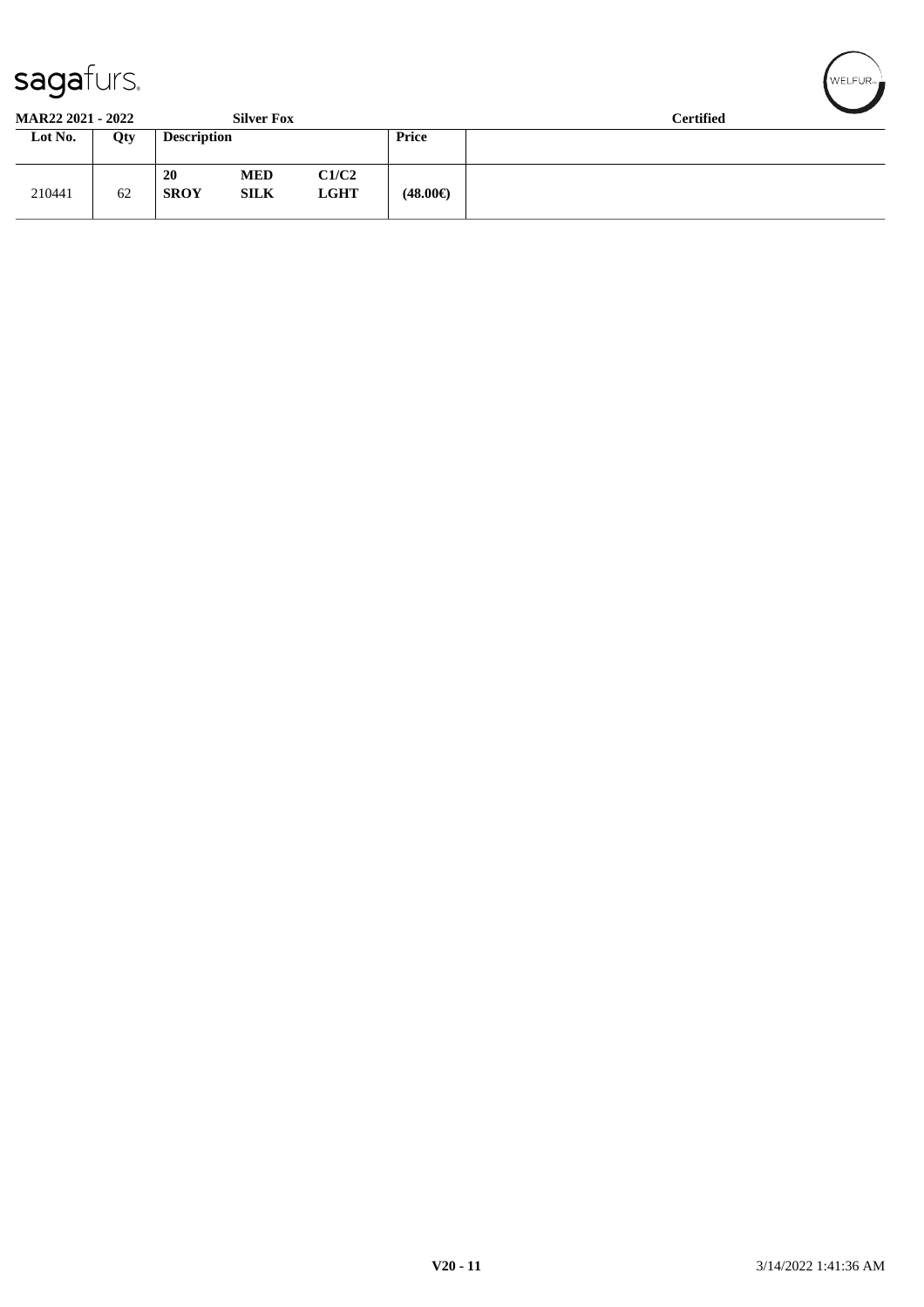| Lot No. | Qty | Description | | | Price | |
|---|---|---|---|---|---|---|
| 210441 | 62 | **20 SROY** | **MED SILK** | **C1/C2 LGHT** | **(48.00€)** | |